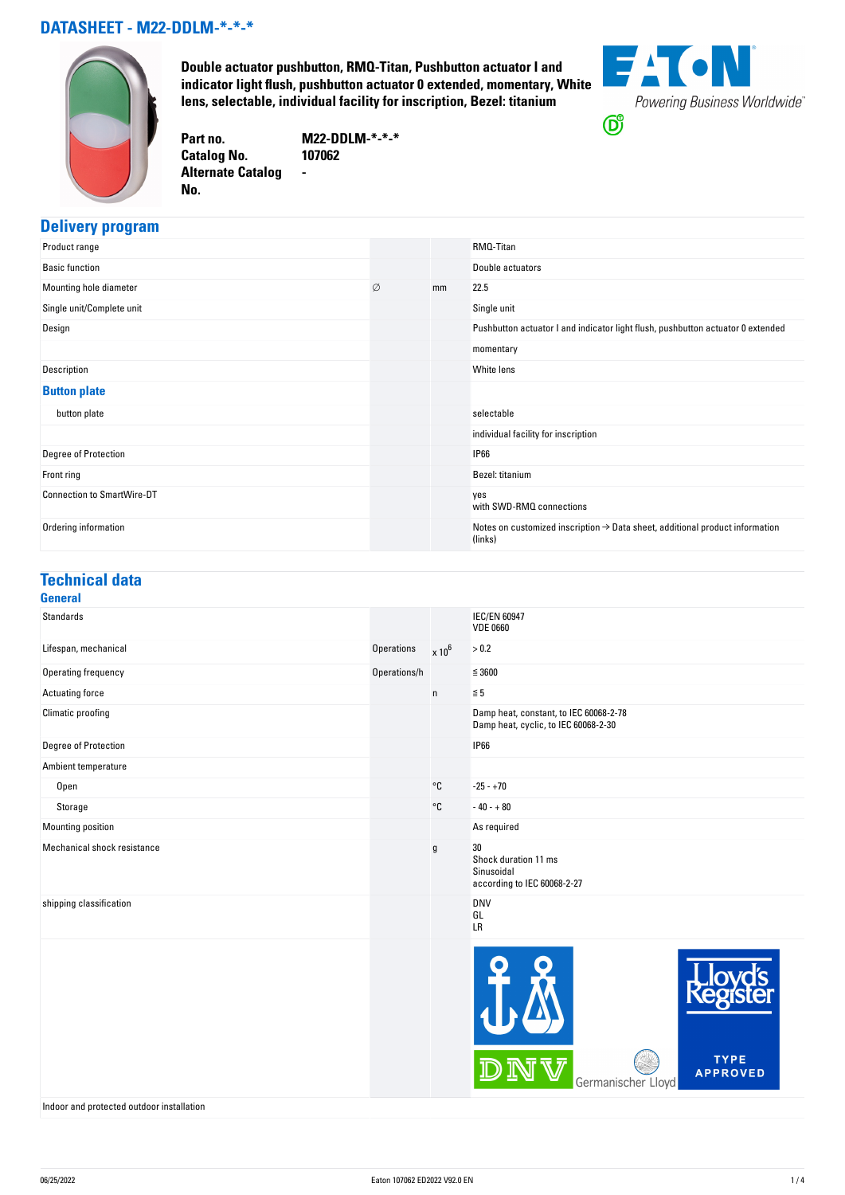# DATASHEET - M22-DDLM-*-*-*

**Double actuator pushbutton, RMQ-Titan, Pushbutton actuator I and indicator light flush, pushbutton actuator 0 extended, momentary, White lens, selectable, individual facility for inscription, Bezel: titanium**

| | |
|---|---|
| **Part no.** | **M22-DDLM-*-*-*** |
| **Catalog No.** | **107062** |
| **Alternate Catalog No.** | **-** |

## Delivery program

| | | | |
|---|---|---|---|
| Product range | | | RMQ-Titan |
| Basic function | | | Double actuators |
| Mounting hole diameter | ∅ | mm | 22.5 |
| Single unit/Complete unit | | | Single unit |
| Design | | | Pushbutton actuator I and indicator light flush, pushbutton actuator 0 extended momentary |
| Description | | | White lens |
| **Button plate** | | | |
| button plate | | | selectable |
| | | | individual facility for inscription |
| Degree of Protection | | | IP66 |
| Front ring | | | Bezel: titanium |
| Connection to SmartWire-DT | | | yes<br>with SWD-RMQ connections |
| Ordering information | | | Notes on customized inscription → Data sheet, additional product information (links) |

## Technical data

### General

| | | | |
|---|---|---|---|
| Standards | | | IEC/EN 60947<br>VDE 0660 |
| Lifespan, mechanical | Operations | $x 10^6$ | > 0.2 |
| Operating frequency | Operations/h | | ≦ 3600 |
| Actuating force | | n | ≦ 5 |
| Climatic proofing | | | Damp heat, constant, to IEC 60068-2-78<br>Damp heat, cyclic, to IEC 60068-2-30 |
| Degree of Protection | | | IP66 |
| Ambient temperature | | | |
| Open | | °C | -25 - +70 |
| Storage | | °C | - 40 - + 80 |
| Mounting position | | | As required |
| Mechanical shock resistance | | g | 30<br>Shock duration 11 ms<br>Sinusoidal<br>according to IEC 60068-2-27 |
| shipping classification | | | DNV<br>GL<br>LR |
| | | | |
| Indoor and protected outdoor installation | | | |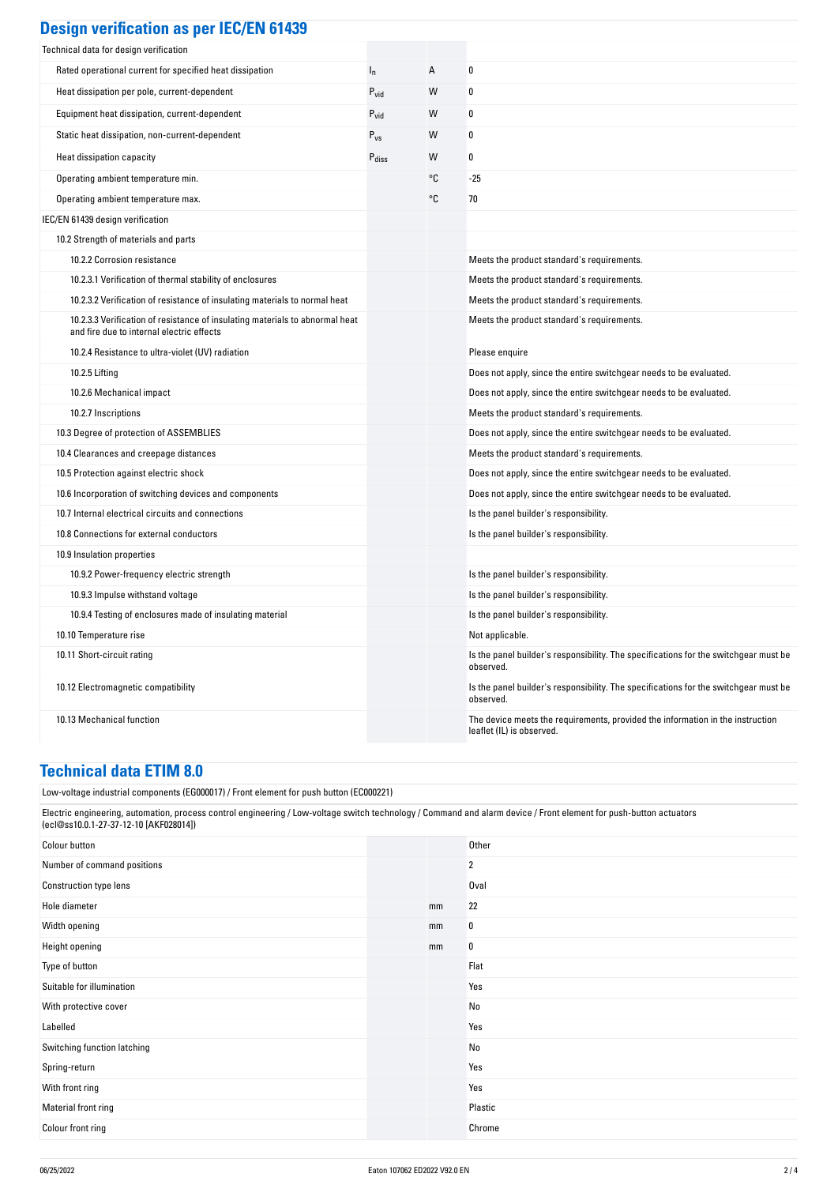## Design verification as per IEC/EN 61439

| | | | |
|---|---|---|---|
| Technical data for design verification | | | |
| Rated operational current for specified heat dissipation | $I_n$ | A | 0 |
| Heat dissipation per pole, current-dependent | $P_{vid}$ | W | 0 |
| Equipment heat dissipation, current-dependent | $P_{vid}$ | W | 0 |
| Static heat dissipation, non-current-dependent | $P_{vs}$ | W | 0 |
| Heat dissipation capacity | $P_{diss}$ | W | 0 |
| Operating ambient temperature min. | | °C | -25 |
| Operating ambient temperature max. | | °C | 70 |
| IEC/EN 61439 design verification | | | |
| 10.2 Strength of materials and parts | | | |
| 10.2.2 Corrosion resistance | | | Meets the product standard's requirements. |
| 10.2.3.1 Verification of thermal stability of enclosures | | | Meets the product standard's requirements. |
| 10.2.3.2 Verification of resistance of insulating materials to normal heat | | | Meets the product standard's requirements. |
| 10.2.3.3 Verification of resistance of insulating materials to abnormal heat and fire due to internal electric effects | | | Meets the product standard's requirements. |
| 10.2.4 Resistance to ultra-violet (UV) radiation | | | Please enquire |
| 10.2.5 Lifting | | | Does not apply, since the entire switchgear needs to be evaluated. |
| 10.2.6 Mechanical impact | | | Does not apply, since the entire switchgear needs to be evaluated. |
| 10.2.7 Inscriptions | | | Meets the product standard's requirements. |
| 10.3 Degree of protection of ASSEMBLIES | | | Does not apply, since the entire switchgear needs to be evaluated. |
| 10.4 Clearances and creepage distances | | | Meets the product standard's requirements. |
| 10.5 Protection against electric shock | | | Does not apply, since the entire switchgear needs to be evaluated. |
| 10.6 Incorporation of switching devices and components | | | Does not apply, since the entire switchgear needs to be evaluated. |
| 10.7 Internal electrical circuits and connections | | | Is the panel builder's responsibility. |
| 10.8 Connections for external conductors | | | Is the panel builder's responsibility. |
| 10.9 Insulation properties | | | |
| 10.9.2 Power-frequency electric strength | | | Is the panel builder's responsibility. |
| 10.9.3 Impulse withstand voltage | | | Is the panel builder's responsibility. |
| 10.9.4 Testing of enclosures made of insulating material | | | Is the panel builder's responsibility. |
| 10.10 Temperature rise | | | Not applicable. |
| 10.11 Short-circuit rating | | | Is the panel builder's responsibility. The specifications for the switchgear must be observed. |
| 10.12 Electromagnetic compatibility | | | Is the panel builder's responsibility. The specifications for the switchgear must be observed. |
| 10.13 Mechanical function | | | The device meets the requirements, provided the information in the instruction leaflet (IL) is observed. |

## Technical data ETIM 8.0

Low-voltage industrial components (EG000017) / Front element for push button (EC000221)

Electric engineering, automation, process control engineering / Low-voltage switch technology / Command and alarm device / Front element for push-button actuators (ecl@ss10.0.1-27-37-12-10 [AKF028014])

| | | |
|---|---|---|
| Colour button | | Other |
| Number of command positions | | 2 |
| Construction type lens | | Oval |
| Hole diameter | mm | 22 |
| Width opening | mm | 0 |
| Height opening | mm | 0 |
| Type of button | | Flat |
| Suitable for illumination | | Yes |
| With protective cover | | No |
| Labelled | | Yes |
| Switching function latching | | No |
| Spring-return | | Yes |
| With front ring | | Yes |
| Material front ring | | Plastic |
| Colour front ring | | Chrome |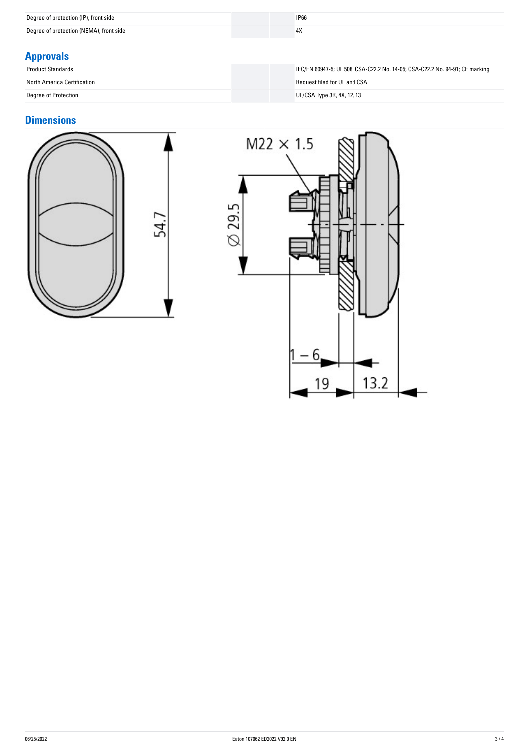| | |
|---|---|
| Degree of protection (IP), front side | IP66 |
| Degree of protection (NEMA), front side | 4X |

## Approvals

| | |
|---|---|
| Product Standards | IEC/EN 60947-5; UL 508; CSA-C22.2 No. 14-05; CSA-C22.2 No. 94-91; CE marking |
| North America Certification | Request filed for UL and CSA |
| Degree of Protection | UL/CSA Type 3R, 4X, 12, 13 |

## Dimensions

M22 × 1.5

∅ 29.5

54.7

1 – 6

19

13.2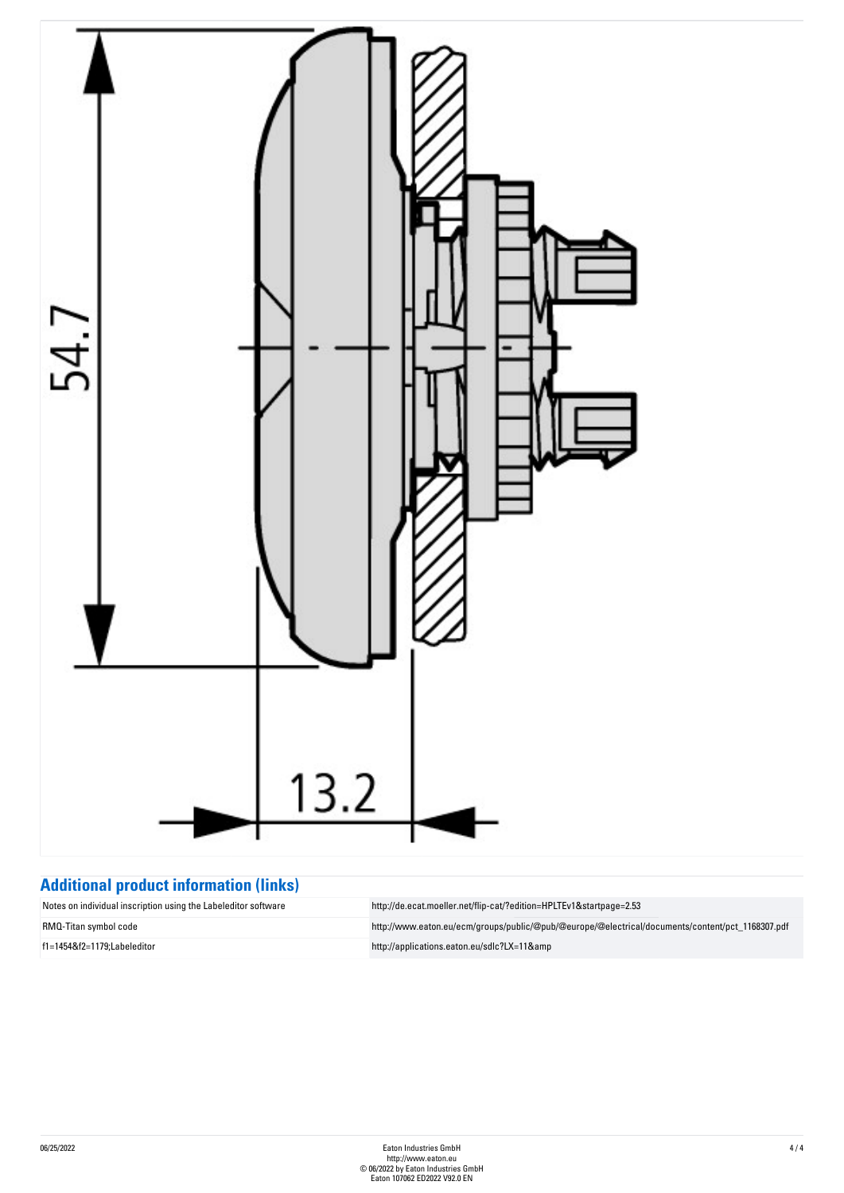54.7

13.2

## Additional product information (links)

| | |
|---|---|
| Notes on individual inscription using the Labeleditor software | http://de.ecat.moeller.net/flip-cat/?edition=HPLTEv1&startpage=2.53 |
| RMQ-Titan symbol code | http://www.eaton.eu/ecm/groups/public/@pub/@europe/@electrical/documents/content/pct_1168307.pdf |
| f1=1454&f2=1179;Labeleditor | http://applications.eaton.eu/sdlc?LX=11&amp |